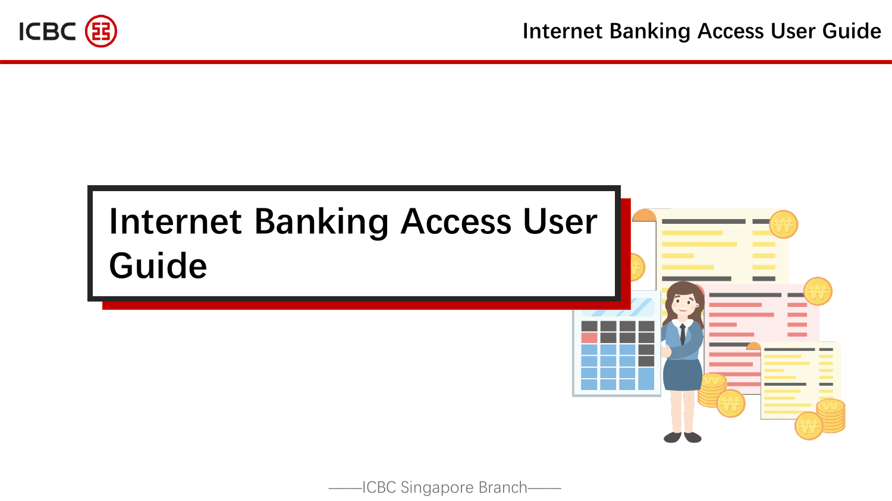# Internet Banking Access User Guide

——ICBC Singapore Branch——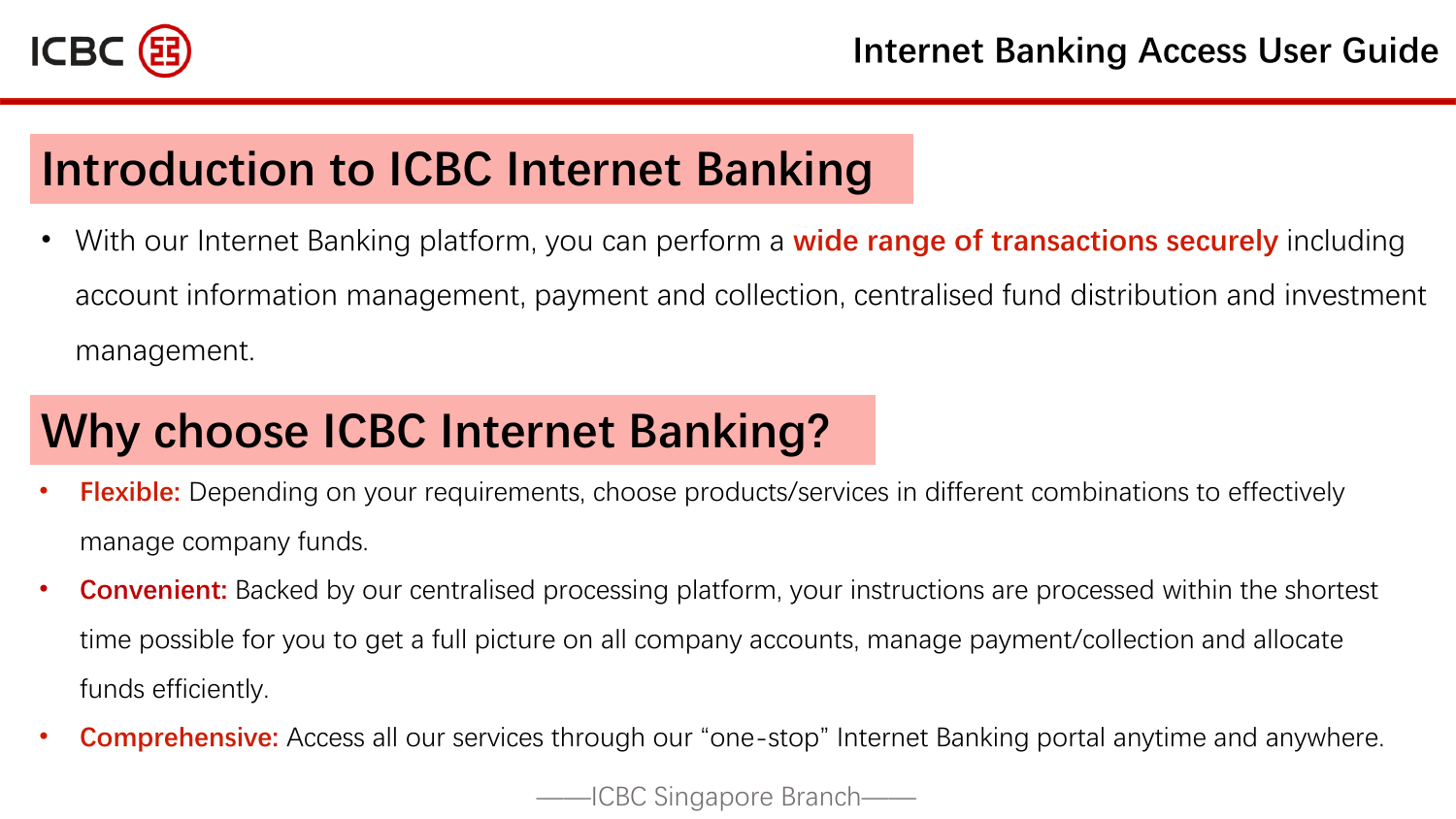## Introduction to ICBC Internet Banking

- With our Internet Banking platform, you can perform a **wide range of transactions securely** including account information management, payment and collection, centralised fund distribution and investment management.

## Why choose ICBC Internet Banking?

- **Flexible:** Depending on your requirements, choose products/services in different combinations to effectively manage company funds.
- **Convenient:** Backed by our centralised processing platform, your instructions are processed within the shortest time possible for you to get a full picture on all company accounts, manage payment/collection and allocate funds efficiently.
- **Comprehensive:** Access all our services through our "one-stop" Internet Banking portal anytime and anywhere.

——ICBC Singapore Branch——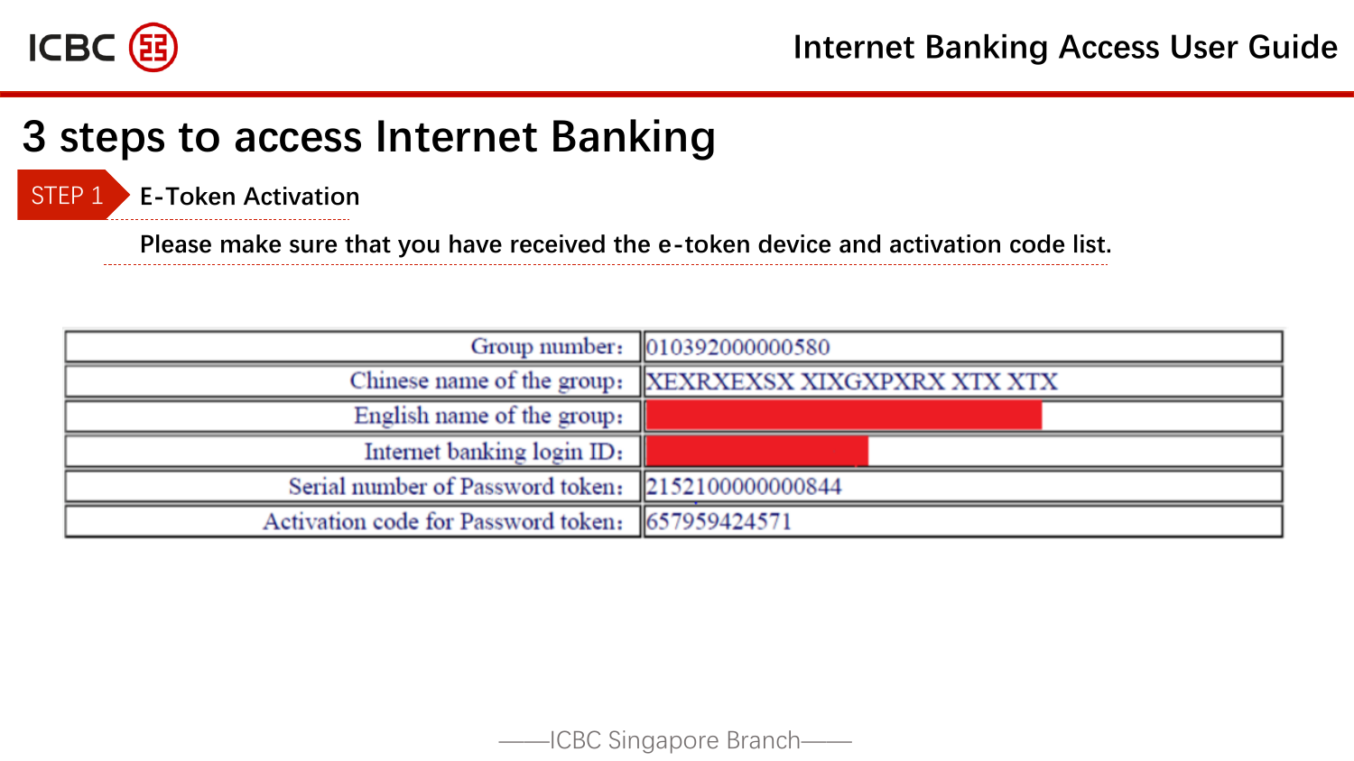# 3 steps to access Internet Banking

## STEP 1 E-Token Activation

Please make sure that you have received the e-token device and activation code list.

| | |
|---|---|
| Group number: | 010392000000580 |
| Chinese name of the group: | XEXRXEXSX XIXGXPXRX XTX XTX |
| English name of the group: | |
| Internet banking login ID: | |
| Serial number of Password token: | 2152100000000844 |
| Activation code for Password token: | 657959424571 |

——ICBC Singapore Branch——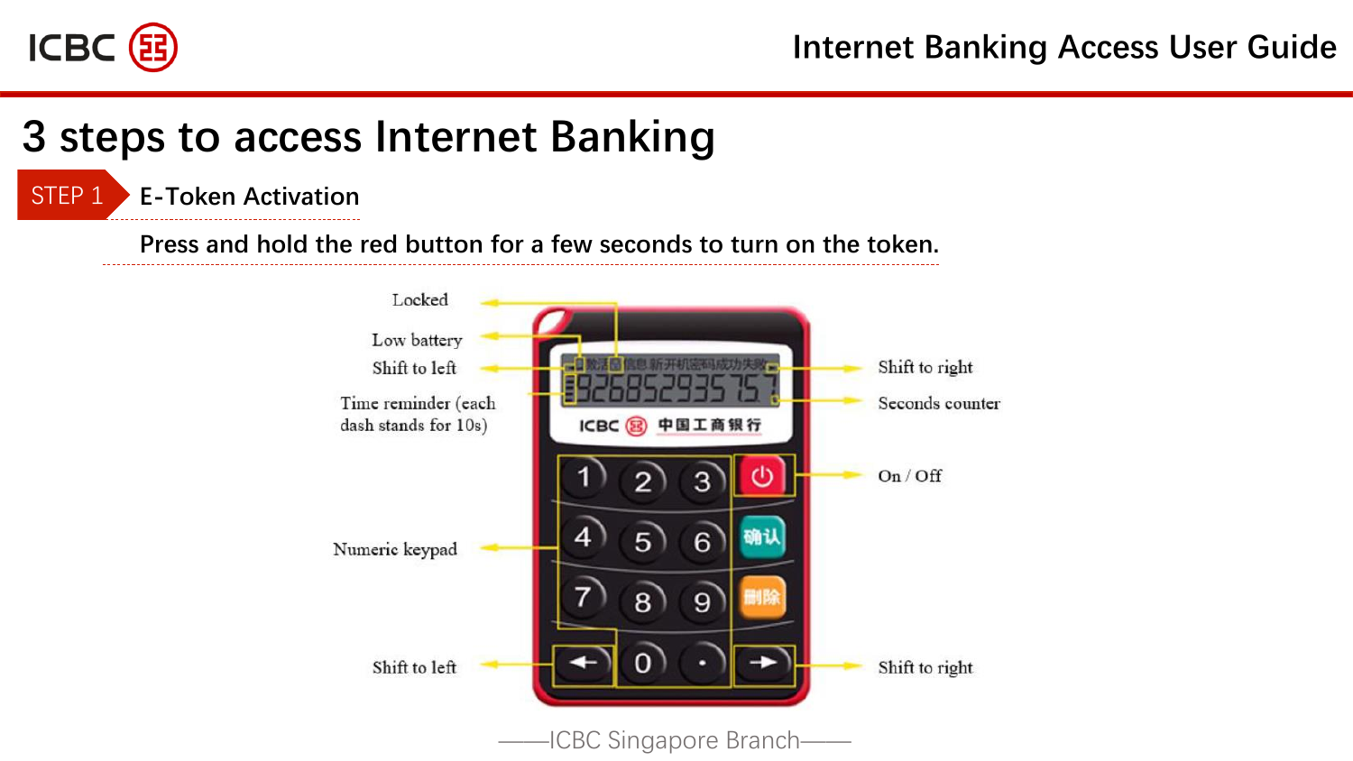# 3 steps to access Internet Banking

## STEP 1 E-Token Activation

Press and hold the red button for a few seconds to turn on the token.

Locked

Low battery

Shift to left

Time reminder (each dash stands for 10s)

Numeric keypad

Shift to left

Shift to right

Seconds counter

On / Off

Shift to right

——ICBC Singapore Branch——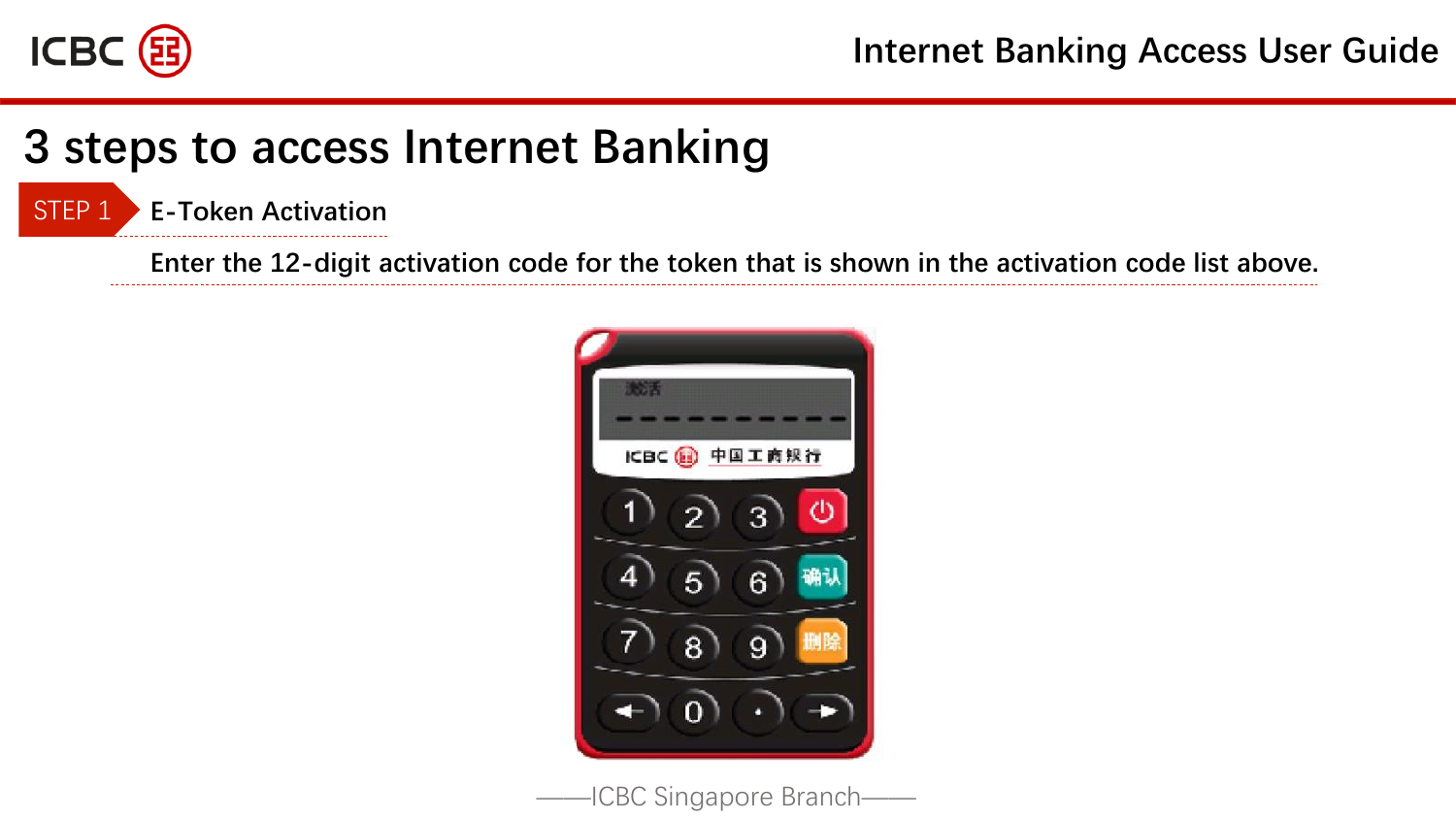# 3 steps to access Internet Banking

## STEP 1 E-Token Activation

Enter the 12-digit activation code for the token that is shown in the activation code list above.

——ICBC Singapore Branch——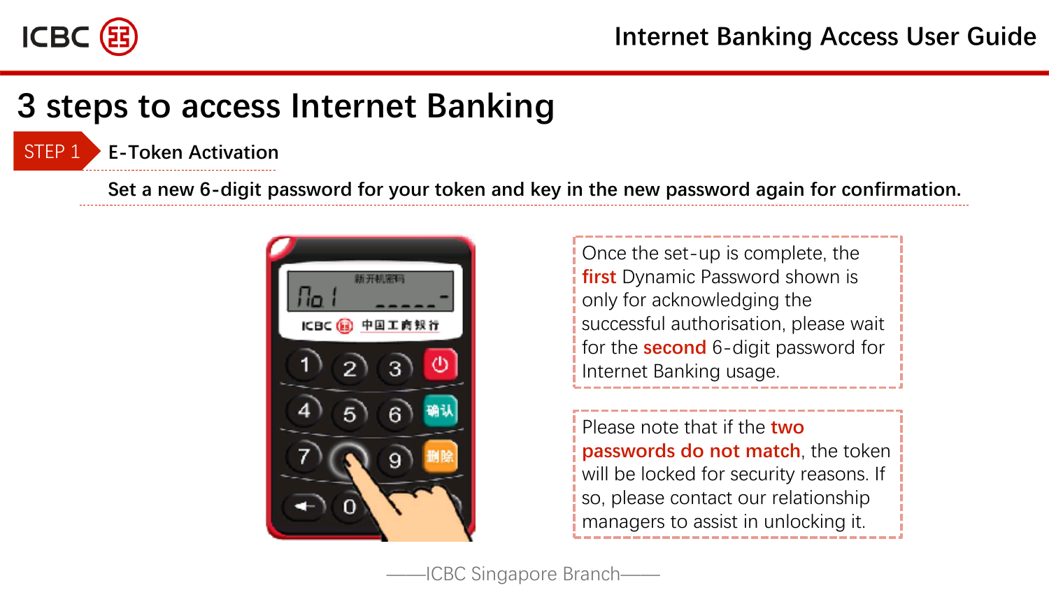# 3 steps to access Internet Banking

**STEP 1** E-Token Activation

**Set a new 6-digit password for your token and key in the new password again for confirmation.**

Once the set-up is complete, the **first** Dynamic Password shown is only for acknowledging the successful authorisation, please wait for the **second** 6-digit password for Internet Banking usage.

Please note that if the **two passwords do not match**, the token will be locked for security reasons. If so, please contact our relationship managers to assist in unlocking it.

——ICBC Singapore Branch——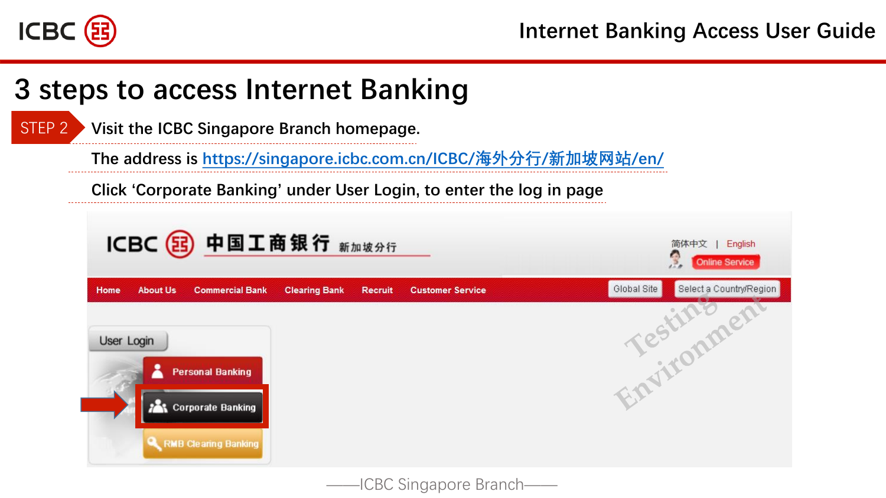# 3 steps to access Internet Banking

**STEP 2** Visit the ICBC Singapore Branch homepage.

The address is https://singapore.icbc.com.cn/ICBC/海外分行/新加坡网站/en/

Click 'Corporate Banking' under User Login, to enter the log in page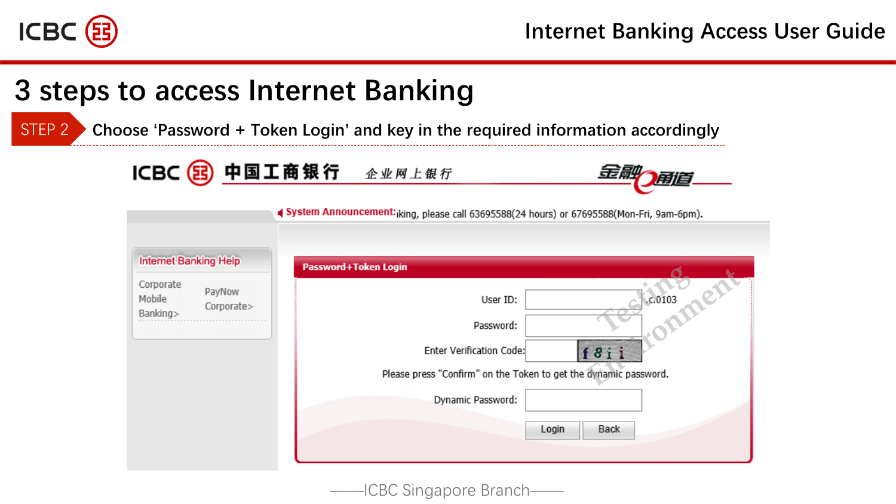# 3 steps to access Internet Banking

**STEP 2** Choose 'Password + Token Login' and key in the required information accordingly

ICBC 中国工商银行 企业网上银行 金融e通道

System Announcement: king, please call 63695588(24 hours) or 67695588(Mon-Fri, 9am-6pm).

Internet Banking Help

Corporate Mobile Banking>

PayNow Corporate>

**Password+Token Login**

User ID: c.0103

Password:

Enter Verification Code:

Please press "Confirm" on the Token to get the dynamic password.

Dynamic Password:

Login Back

Testing Environment

——ICBC Singapore Branch——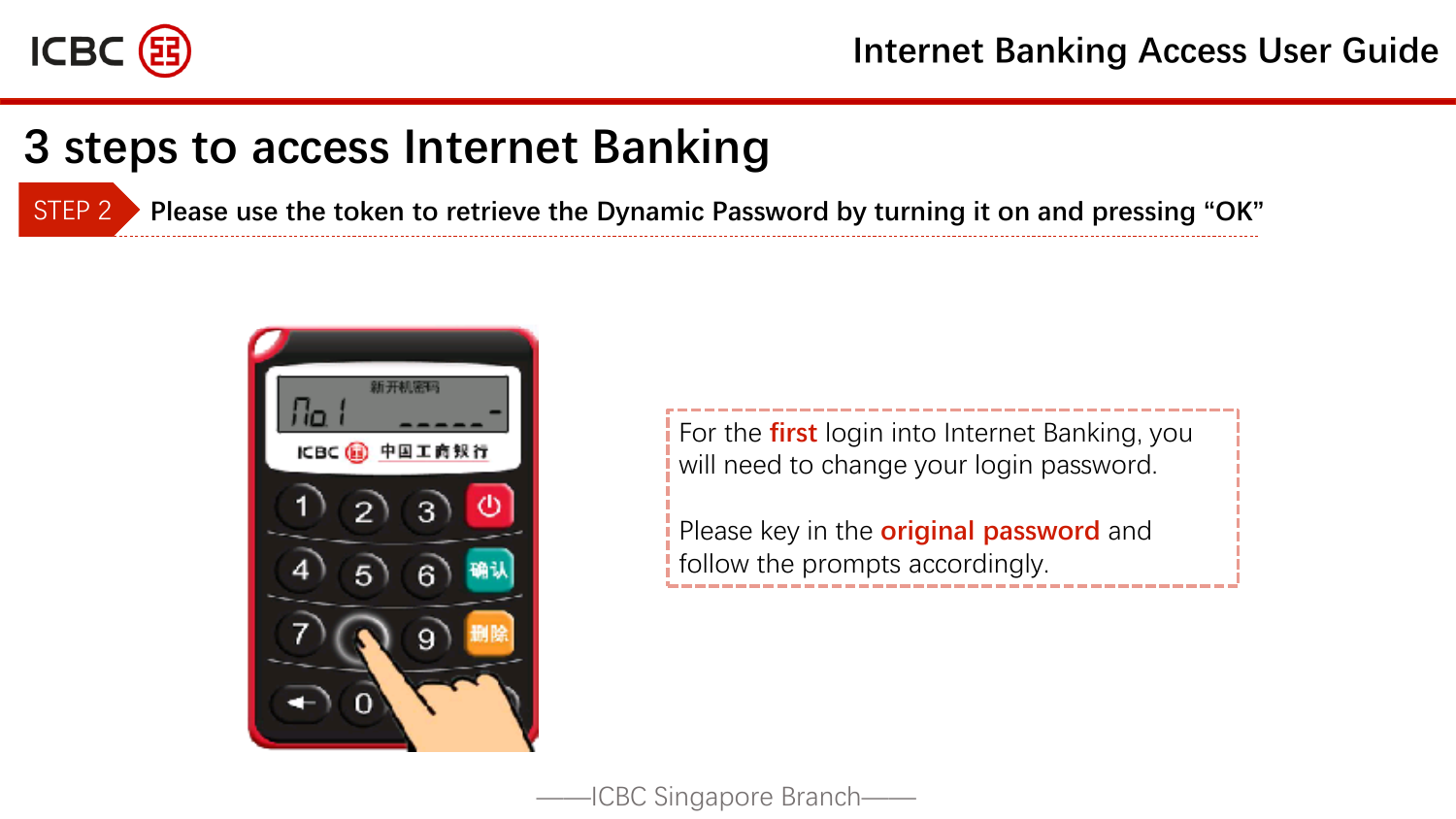# 3 steps to access Internet Banking

**STEP 2** Please use the token to retrieve the Dynamic Password by turning it on and pressing "OK"

For the **first** login into Internet Banking, you will need to change your login password.

Please key in the **original password** and follow the prompts accordingly.

——ICBC Singapore Branch——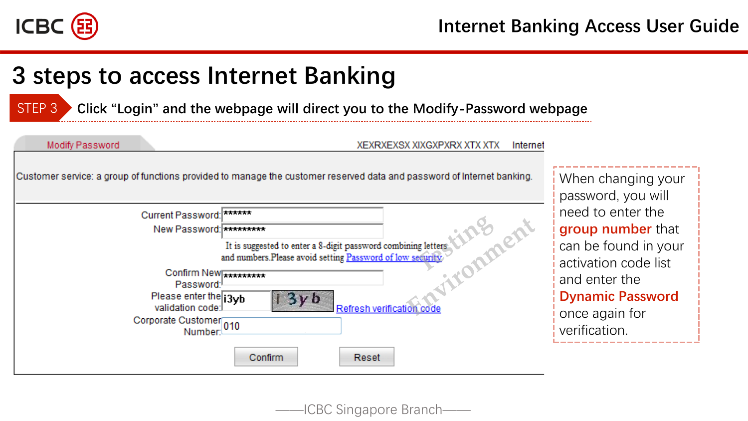# 3 steps to access Internet Banking

**STEP 3** Click "Login" and the webpage will direct you to the Modify-Password webpage

Modify Password

XEXRXEXSX XIXGXPXRX XTX XTX Internet

Customer service: a group of functions provided to manage the customer reserved data and password of Internet banking.

Current Password: ******

New Password: *********

It is suggested to enter a 8-digit password combining letters and numbers.Please avoid setting Password of low security

Confirm New Password: *********

Please enter the validation code: i3yb

Refresh verification code

Corporate Customer Number: 010

Confirm Reset

Testing Environment

When changing your password, you will need to enter the **group number** that can be found in your activation code list and enter the **Dynamic Password** once again for verification.

——ICBC Singapore Branch——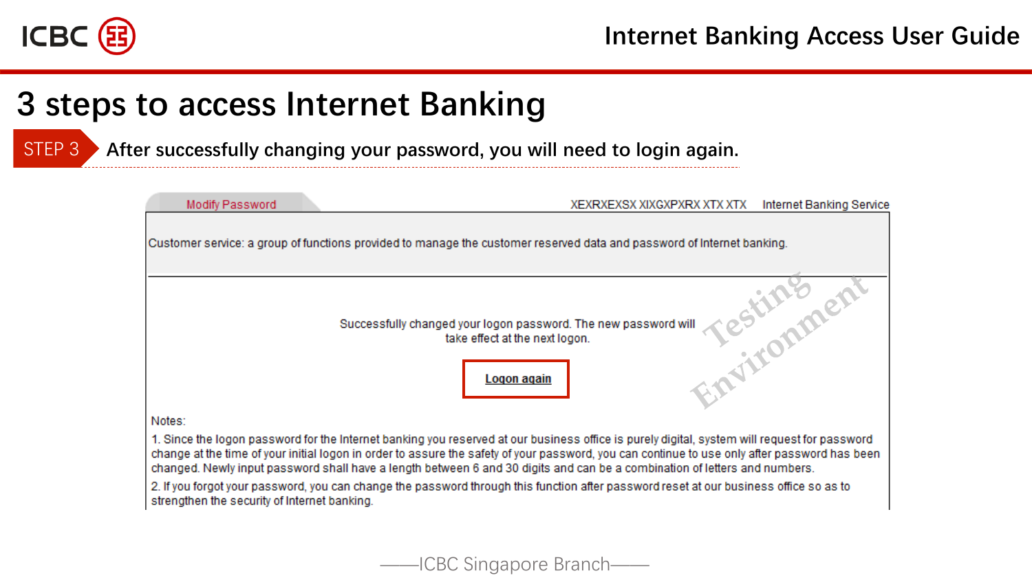# 3 steps to access Internet Banking

**STEP 3** After successfully changing your password, you will need to login again.

Modify Password

XEXRXEXSX XIXGXPXRX XTX XTX Internet Banking Service

Customer service: a group of functions provided to manage the customer reserved data and password of Internet banking.

Successfully changed your logon password. The new password will take effect at the next logon.

Logon again

Testing Environment

Notes:

1. Since the logon password for the Internet banking you reserved at our business office is purely digital, system will request for password change at the time of your initial logon in order to assure the safety of your password, you can continue to use only after password has been changed. Newly input password shall have a length between 6 and 30 digits and can be a combination of letters and numbers.
2. If you forgot your password, you can change the password through this function after password reset at our business office so as to strengthen the security of Internet banking.

——ICBC Singapore Branch——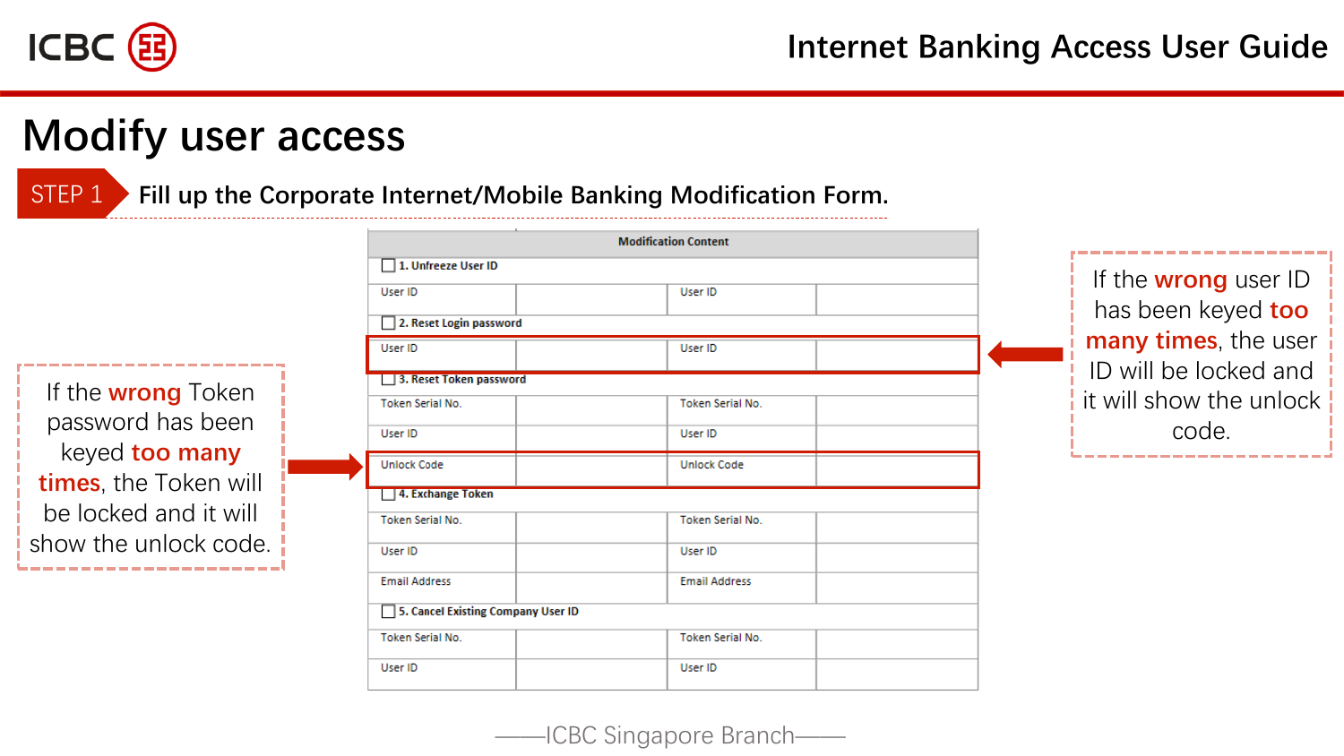# Modify user access

**STEP 1** Fill up the Corporate Internet/Mobile Banking Modification Form.

| Modification Content | | | |
|---|---|---|---|
| ☐ 1. Unfreeze User ID | | | |
| User ID | | User ID | |
| ☐ 2. Reset Login password | | | |
| User ID | | User ID | |
| ☐ 3. Reset Token password | | | |
| Token Serial No. | | Token Serial No. | |
| User ID | | User ID | |
| Unlock Code | | Unlock Code | |
| ☐ 4. Exchange Token | | | |
| Token Serial No. | | Token Serial No. | |
| User ID | | User ID | |
| Email Address | | Email Address | |
| ☐ 5. Cancel Existing Company User ID | | | |
| Token Serial No. | | Token Serial No. | |
| User ID | | User ID | |

If the **wrong** user ID has been keyed **too many times**, the user ID will be locked and it will show the unlock code.

If the **wrong** Token password has been keyed **too many times**, the Token will be locked and it will show the unlock code.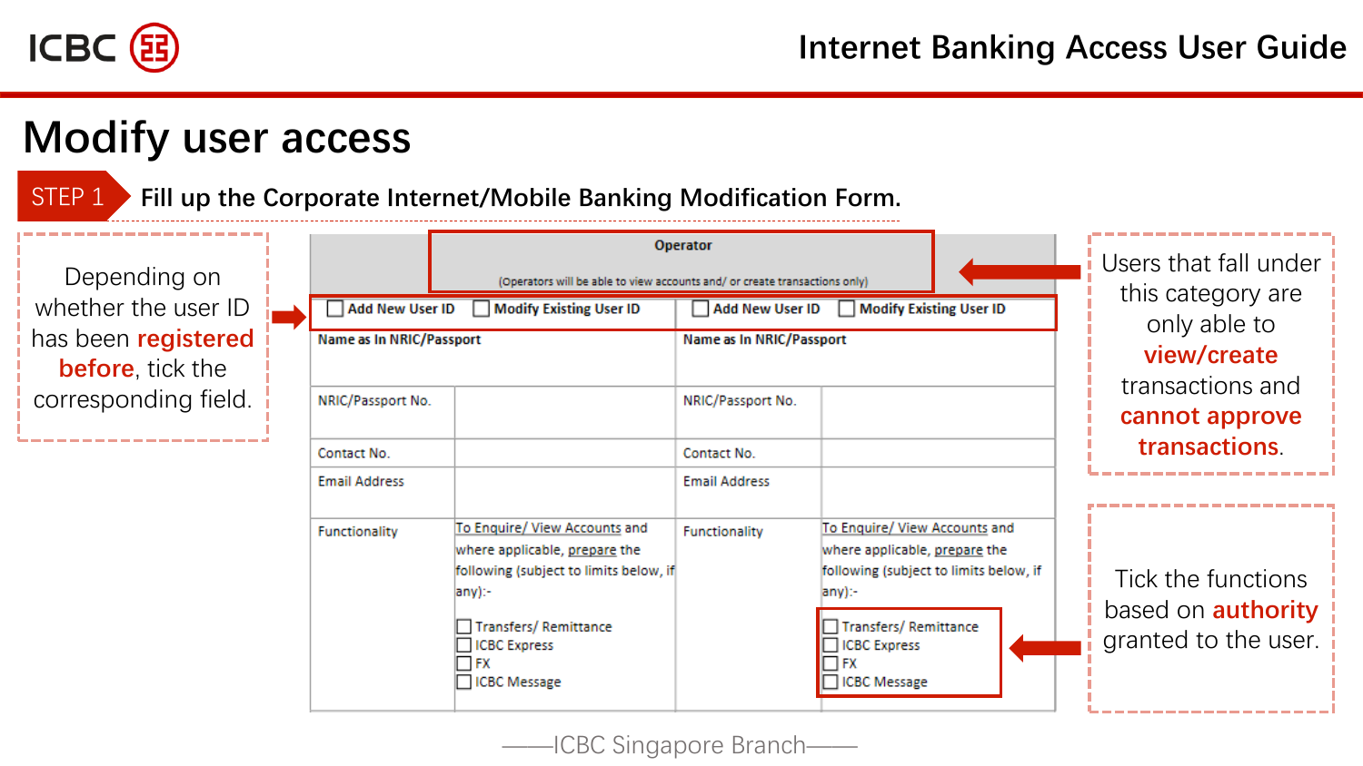# Modify user access

**STEP 1** Fill up the Corporate Internet/Mobile Banking Modification Form.

Depending on whether the user ID has been **registered before**, tick the corresponding field.

| Operator<br>(Operators will be able to view accounts and/ or create transactions only) | | | |
|---|---|---|---|
| ☐ Add New User ID ☐ Modify Existing User ID | | ☐ Add New User ID ☐ Modify Existing User ID | |
| Name as In NRIC/Passport | | Name as In NRIC/Passport | |
| NRIC/Passport No. | | NRIC/Passport No. | |
| Contact No. | | Contact No. | |
| Email Address | | Email Address | |
| Functionality | To Enquire/ View Accounts and where applicable, prepare the following (subject to limits below, if any):-<br>☐ Transfers/ Remittance<br>☐ ICBC Express<br>☐ FX<br>☐ ICBC Message | Functionality | To Enquire/ View Accounts and where applicable, prepare the following (subject to limits below, if any):-<br>☐ Transfers/ Remittance<br>☐ ICBC Express<br>☐ FX<br>☐ ICBC Message |

Users that fall under this category are only able to **view/create** transactions and **cannot approve transactions**.

Tick the functions based on **authority** granted to the user.

——ICBC Singapore Branch——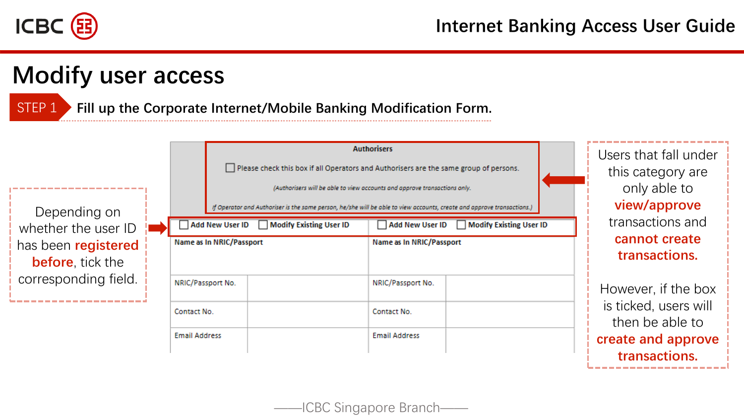# Modify user access

**STEP 1** Fill up the Corporate Internet/Mobile Banking Modification Form.

**Authorisers**

☐ Please check this box if all Operators and Authorisers are the same group of persons.

*(Authorisers will be able to view accounts and approve transactions only.*

*If Operator and Authoriser is the same person, he/she will be able to view accounts, create and approve transactions.)*

| ☐ Add New User ID ☐ Modify Existing User ID | | ☐ Add New User ID ☐ Modify Existing User ID | |
|---|---|---|---|
| Name as In NRIC/Passport | | Name as In NRIC/Passport | |
| NRIC/Passport No. | | NRIC/Passport No. | |
| Contact No. | | Contact No. | |
| Email Address | | Email Address | |

Depending on whether the user ID has been **registered before**, tick the corresponding field.

Users that fall under this category are only able to **view/approve** transactions and **cannot create transactions.**

However, if the box is ticked, users will then be able to **create and approve transactions.**

——ICBC Singapore Branch——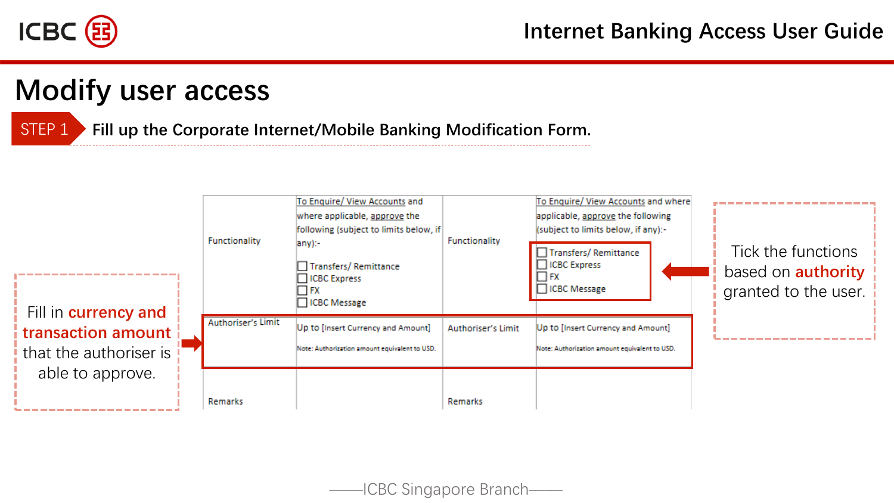# Modify user access

STEP 1 **Fill up the Corporate Internet/Mobile Banking Modification Form.**

| Functionality | To Enquire/ View Accounts and where applicable, approve the following (subject to limits below, if any):-<br><br>☐ Transfers/ Remittance<br>☐ ICBC Express<br>☐ FX<br>☐ ICBC Message | Functionality | To Enquire/ View Accounts and where applicable, approve the following (subject to limits below, if any):-<br><br>☐ Transfers/ Remittance<br>☐ ICBC Express<br>☐ FX<br>☐ ICBC Message |
|---|---|---|---|
| Authoriser's Limit | Up to [Insert Currency and Amount]<br><br>Note: Authorization amount equivalent to USD. | Authoriser's Limit | Up to [Insert Currency and Amount]<br><br>Note: Authorization amount equivalent to USD. |
| Remarks | | Remarks | |

Fill in **currency and transaction amount** that the authoriser is able to approve.

Tick the functions based on **authority** granted to the user.

——ICBC Singapore Branch——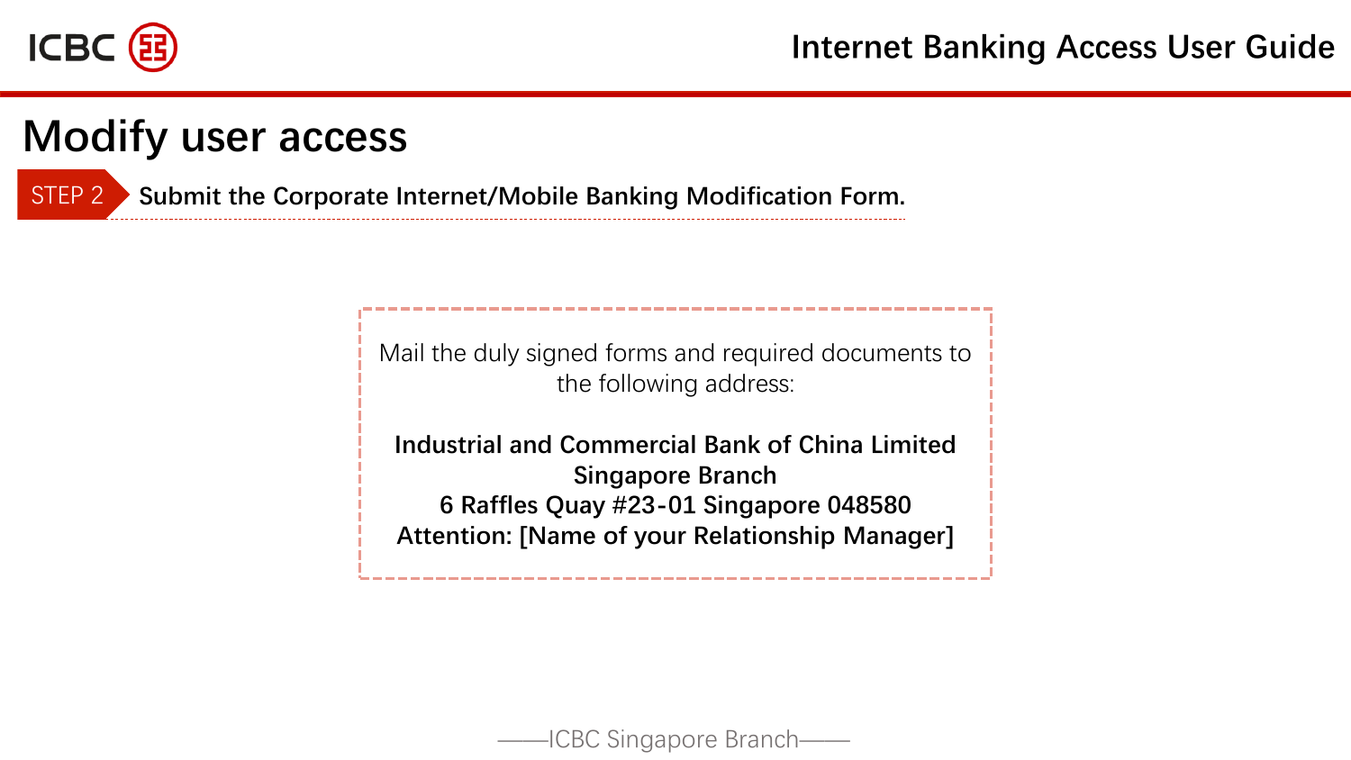# Modify user access

**STEP 2** **Submit the Corporate Internet/Mobile Banking Modification Form.**

Mail the duly signed forms and required documents to the following address:

**Industrial and Commercial Bank of China Limited**
**Singapore Branch**
**6 Raffles Quay #23-01 Singapore 048580**
**Attention: [Name of your Relationship Manager]**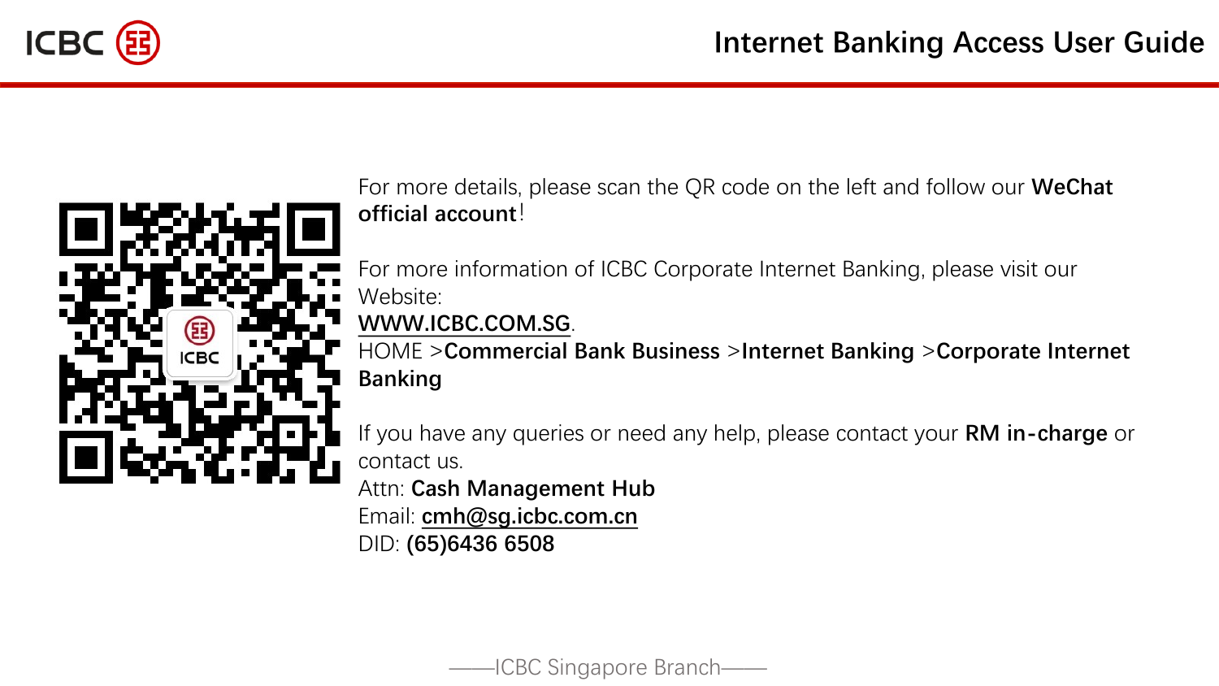For more details, please scan the QR code on the left and follow our **WeChat official account**!

For more information of ICBC Corporate Internet Banking, please visit our Website:
**WWW.ICBC.COM.SG**.
HOME >**Commercial Bank Business** >**Internet Banking** >**Corporate Internet Banking**

If you have any queries or need any help, please contact your **RM in-charge** or contact us.
Attn: **Cash Management Hub**
Email: **cmh@sg.icbc.com.cn**
DID: **(65)6436 6508**

——ICBC Singapore Branch——